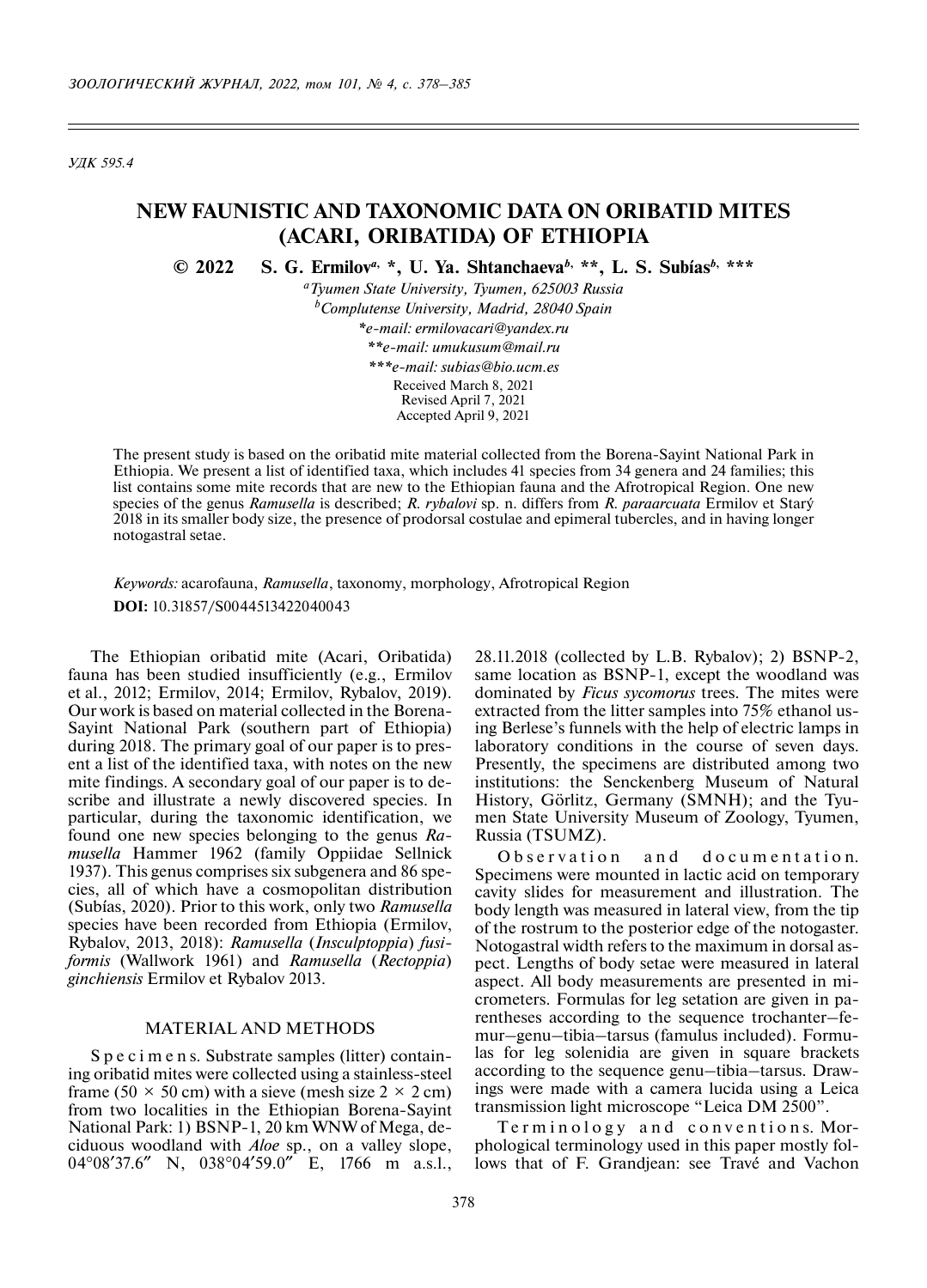УДК 595.4

# NEW FAUNISTIC AND TAXONOMIC DATA ON ORIBATID MITES (ACARI, ORIBATIDA) OF ETHIOPIA

© 2022 S. G. Ermilov[a,] *, U. Ya. Shtanchaeva[b,] **, L. S. Subías[b,] ***

[a]*Tyumen State University, Tyumen, 625003 Russia*

[b]*Complutense University, Madrid, 28040 Spain*

**e-mail: ermilovacari@yandex.ru*

***e-mail: umukusum@mail.ru*

****e-mail: subias@bio.ucm.es*

Received March 8, 2021

Revised April 7, 2021

Accepted April 9, 2021

The present study is based on the oribatid mite material collected from the Borena-Sayint National Park in Ethiopia. We present a list of identified taxa, which includes 41 species from 34 genera and 24 families; this list contains some mite records that are new to the Ethiopian fauna and the Afrotropical Region. One new species of the genus *Ramusella* is described; *R. rybalovi* sp. n. differs from *R. paraarcuata* Ermilov et Starý 2018 in its smaller body size, the presence of prodorsal costulae and epimeral tubercles, and in having longer notogastral setae.

*Keywords:* acarofauna, *Ramusella*, taxonomy, morphology, Afrotropical Region

**DOI:** 10.31857/S0044513422040043

The Ethiopian oribatid mite (Acari, Oribatida) fauna has been studied insufficiently (e.g., Ermilov et al., 2012; Ermilov, 2014; Ermilov, Rybalov, 2019). Our work is based on material collected in the Borena-Sayint National Park (southern part of Ethiopia) during 2018. The primary goal of our paper is to present a list of the identified taxa, with notes on the new mite findings. A secondary goal of our paper is to describe and illustrate a newly discovered species. In particular, during the taxonomic identification, we found one new species belonging to the genus *Ramusella* Hammer 1962 (family Oppiidae Sellnick 1937). This genus comprises six subgenera and 86 species, all of which have a cosmopolitan distribution (Subías, 2020). Prior to this work, only two *Ramusella* species have been recorded from Ethiopia (Ermilov, Rybalov, 2013, 2018): *Ramusella* (*Insculptoppia*) *fusiformis* (Wallwork 1961) and *Ramusella* (*Rectoppia*) *ginchiensis* Ermilov et Rybalov 2013.

## MATERIAL AND METHODS

S p e c i m e n s. Substrate samples (litter) containing oribatid mites were collected using a stainless-steel frame (50 × 50 cm) with a sieve (mesh size 2 × 2 cm) from two localities in the Ethiopian Borena-Sayint National Park: 1) BSNP-1, 20 km WNW of Mega, deciduous woodland with *Aloe* sp., on a valley slope, 04°08′37.6″ N, 038°04′59.0″ E, 1766 m a.s.l., 28.11.2018 (collected by L.B. Rybalov); 2) BSNP-2, same location as BSNP-1, except the woodland was dominated by *Ficus sycomorus* trees. The mites were extracted from the litter samples into 75% ethanol using Berlese's funnels with the help of electric lamps in laboratory conditions in the course of seven days. Presently, the specimens are distributed among two institutions: the Senckenberg Museum of Natural History, Görlitz, Germany (SMNH); and the Tyumen State University Museum of Zoology, Tyumen, Russia (TSUMZ).

O b s e r v a t i o n a n d d o c u m e n t a t i o n. Specimens were mounted in lactic acid on temporary cavity slides for measurement and illustration. The body length was measured in lateral view, from the tip of the rostrum to the posterior edge of the notogaster. Notogastral width refers to the maximum in dorsal aspect. Lengths of body setae were measured in lateral aspect. All body measurements are presented in micrometers. Formulas for leg setation are given in parentheses according to the sequence trochanter–femur–genu–tibia–tarsus (famulus included). Formulas for leg solenidia are given in square brackets according to the sequence genu–tibia–tarsus. Drawings were made with a camera lucida using a Leica transmission light microscope "Leica DM 2500".

T e r m i n o l o g y a n d c o n v e n t i o n s. Morphological terminology used in this paper mostly follows that of F. Grandjean: see Travé and Vachon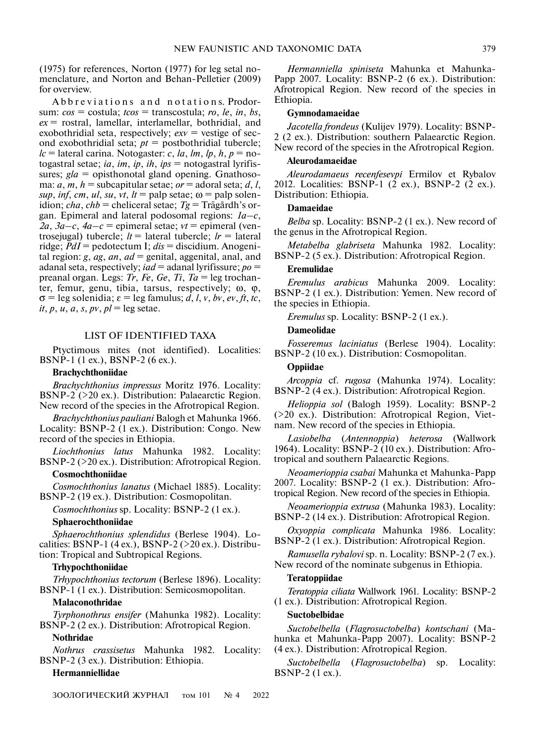(1975) for references, Norton (1977) for leg setal nomenclature, and Norton and Behan-Pelletier (2009) for overview.

A b b r e v i a t i o n s  a n d  n o t a t i o n s. Prodorsum: *cos* = costula; *tcos* = transcostula; *ro*, *le*, *in*, *bs*, *ex* = rostral, lamellar, interlamellar, bothridial, and exobothridial seta, respectively; *exv* = vestige of second exobothridial seta; *pt* = postbothridial tubercle; *lc* = lateral carina. Notogaster: *c*, *la*, *lm*, *lp*, *h*, *p* = notogastral setae; *ia*, *im*, *ip*, *ih*, *ips* = notogastral lyrifissures; *gla* = opisthonotal gland opening. Gnathosoma: *a*, *m*, *h* = subcapitular setae; *or* = adoral seta; *d*, *l*, *sup*, *inf*, *cm*, *ul*, *su*, *vt*, *lt* = palp setae; ω = palp solenidion; *cha*, *chb* = cheliceral setae; *Tg* = Trägårdh's organ. Epimeral and lateral podosomal regions: *1a–c*, *2a*, *3a–c*, *4a–c* = epimeral setae; *vt* = epimeral (ventrosejugal) tubercle; *lt* = lateral tubercle; *lr* = lateral ridge; *PdI* = pedotectum I; *dis* = discidium. Anogenital region: *g*, *ag*, *an*, *ad* = genital, aggenital, anal, and adanal seta, respectively; *iad* = adanal lyrifissure; *po* = preanal organ. Legs: *Tr*, *Fe*, *Ge*, *Ti*, *Ta* = leg trochanter, femur, genu, tibia, tarsus, respectively; ω, φ, σ = leg solenidia; ε = leg famulus; *d*, *l*, *v*, *bv*, *ev*, *ft*, *tc*, *it*, *p*, *u*, *a*, *s*, *pv*, *pl* = leg setae.

## LIST OF IDENTIFIED TAXA

Ptyctimous mites (not identified). Localities: BSNP-1 (1 ex.), BSNP-2 (6 ex.).

**Brachychthoniidae**

*Brachychthonius impressus* Moritz 1976. Locality: BSNP-2 (>20 ex.). Distribution: Palaearctic Region. New record of the species in the Afrotropical Region.

*Brachychthonius pauliani* Balogh et Mahunka 1966. Locality: BSNP-2 (1 ex.). Distribution: Congo. New record of the species in Ethiopia.

*Liochthonius latus* Mahunka 1982. Locality: BSNP-2 (>20 ex.). Distribution: Afrotropical Region.

**Cosmochthoniidae**

*Cosmochthonius lanatus* (Michael 1885). Locality: BSNP-2 (19 ex.). Distribution: Cosmopolitan.

*Cosmochthonius* sp. Locality: BSNP-2 (1 ex.).

**Sphaerochthoniidae**

*Sphaerochthonius splendidus* (Berlese 1904). Localities: BSNP-1 (4 ex.), BSNP-2 (>20 ex.). Distribution: Tropical and Subtropical Regions.

**Trhypochthoniidae**

*Trhypochthonius tectorum* (Berlese 1896). Locality: BSNP-1 (1 ex.). Distribution: Semicosmopolitan.

**Malaconothridae**

*Tyrphonothrus ensifer* (Mahunka 1982). Locality: BSNP-2 (2 ex.). Distribution: Afrotropical Region.

**Nothridae**

*Nothrus crassisetus* Mahunka 1982. Locality: BSNP-2 (3 ex.). Distribution: Ethiopia.

**Hermanniellidae**

*Hermanniella spiniseta* Mahunka et Mahunka-Papp 2007. Locality: BSNP-2 (6 ex.). Distribution: Afrotropical Region. New record of the species in Ethiopia.

**Gymnodamaeidae**

*Jacotella frondeus* (Kulijev 1979). Locality: BSNP-2 (2 ex.). Distribution: southern Palaearctic Region. New record of the species in the Afrotropical Region.

**Aleurodamaeidae**

*Aleurodamaeus recenfesevpi* Ermilov et Rybalov 2012. Localities: BSNP-1 (2 ex.), BSNP-2 (2 ex.). Distribution: Ethiopia.

**Damaeidae**

*Belba* sp. Locality: BSNP-2 (1 ex.). New record of the genus in the Afrotropical Region.

*Metabelba glabriseta* Mahunka 1982. Locality: BSNP-2 (5 ex.). Distribution: Afrotropical Region.

**Eremulidae**

*Eremulus arabicus* Mahunka 2009. Locality: BSNP-2 (1 ex.). Distribution: Yemen. New record of the species in Ethiopia.

*Eremulus* sp. Locality: BSNP-2 (1 ex.).

**Dameolidae**

*Fosseremus laciniatus* (Berlese 1904). Locality: BSNP-2 (10 ex.). Distribution: Cosmopolitan.

**Oppiidae**

*Arcoppia* cf. *rugosa* (Mahunka 1974). Locality: BSNP-2 (4 ex.). Distribution: Afrotropical Region.

*Helioppia sol* (Balogh 1959). Locality: BSNP-2 (>20 ex.). Distribution: Afrotropical Region, Vietnam. New record of the species in Ethiopia.

*Lasiobelba* (*Antennoppia*) *heterosa* (Wallwork 1964). Locality: BSNP-2 (10 ex.). Distribution: Afrotropical and southern Palaearctic Regions.

*Neoamerioppia csabai* Mahunka et Mahunka-Papp 2007. Locality: BSNP-2 (1 ex.). Distribution: Afrotropical Region. New record of the species in Ethiopia.

*Neoamerioppia extrusa* (Mahunka 1983). Locality: BSNP-2 (14 ex.). Distribution: Afrotropical Region.

*Oxyoppia complicata* Mahunka 1986. Locality: BSNP-2 (1 ex.). Distribution: Afrotropical Region.

*Ramusella rybalovi* sp. n. Locality: BSNP-2 (7 ex.). New record of the nominate subgenus in Ethiopia.

**Teratoppiidae**

*Teratoppia ciliata* Wallwork 1961. Locality: BSNP-2 (1 ex.). Distribution: Afrotropical Region.

**Suctobelbidae**

*Suctobelbella* (*Flagrosuctobelba*) *kontschani* (Mahunka et Mahunka-Papp 2007). Locality: BSNP-2 (4 ex.). Distribution: Afrotropical Region.

*Suctobelbella* (*Flagrosuctobelba*) sp. Locality: BSNP-2 (1 ex.).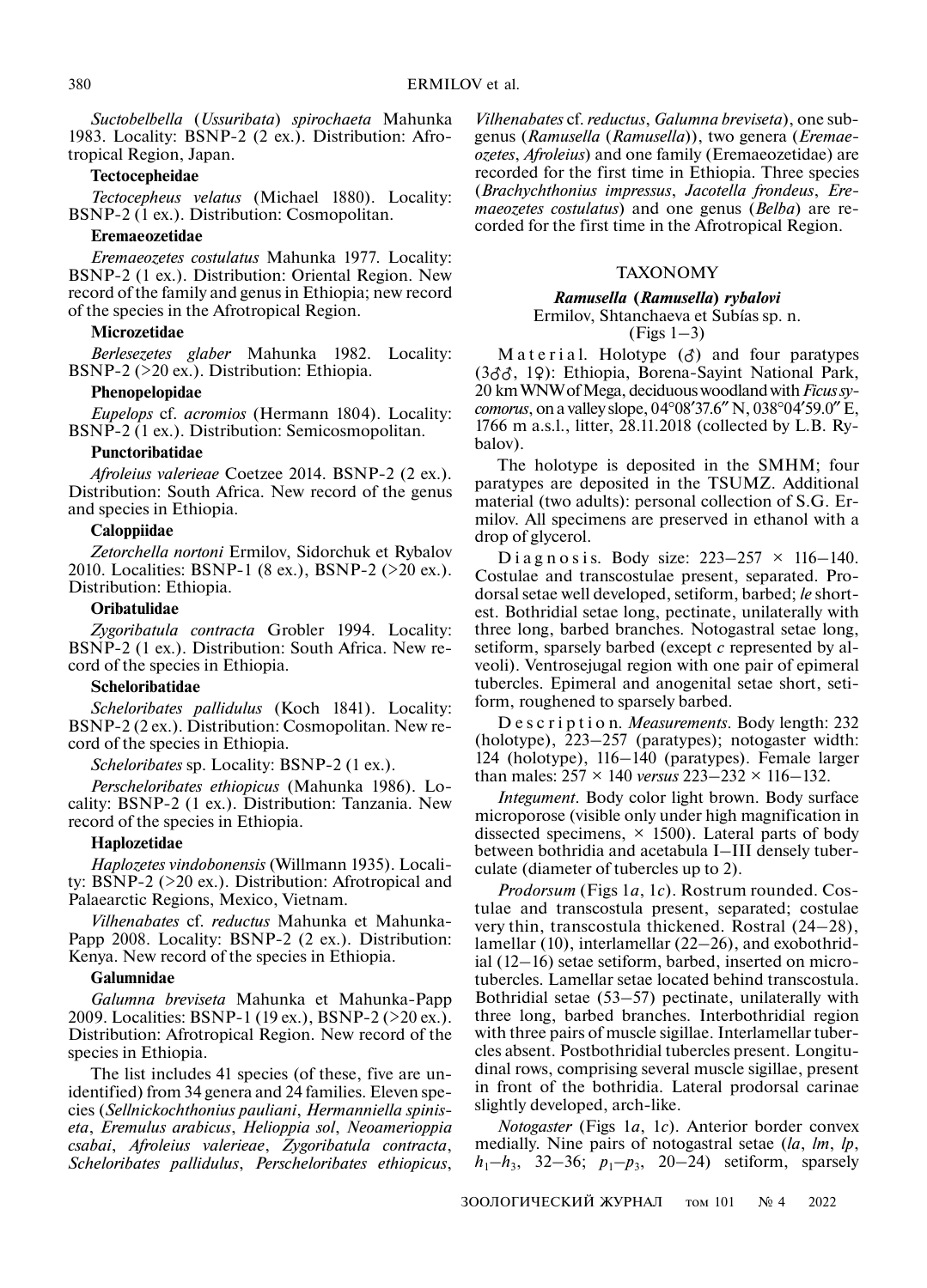*Suctobelbella* (*Ussuribata*) *spirochaeta* Mahunka 1983. Locality: BSNP-2 (2 ex.). Distribution: Afrotropical Region, Japan.

**Tectocepheidae**

*Tectocepheus velatus* (Michael 1880). Locality: BSNP-2 (1 ex.). Distribution: Cosmopolitan.

**Eremaeozetidae**

*Eremaeozetes costulatus* Mahunka 1977. Locality: BSNP-2 (1 ex.). Distribution: Oriental Region. New record of the family and genus in Ethiopia; new record of the species in the Afrotropical Region.

**Microzetidae**

*Berlesezetes glaber* Mahunka 1982. Locality: BSNP-2 (>20 ex.). Distribution: Ethiopia.

**Phenopelopidae**

*Eupelops* cf. *acromios* (Hermann 1804). Locality: BSNP-2 (1 ex.). Distribution: Semicosmopolitan.

**Punctoribatidae**

*Afroleius valerieae* Coetzee 2014. BSNP-2 (2 ex.). Distribution: South Africa. New record of the genus and species in Ethiopia.

**Caloppiidae**

*Zetorchella nortoni* Ermilov, Sidorchuk et Rybalov 2010. Localities: BSNP-1 (8 ex.), BSNP-2 (>20 ex.). Distribution: Ethiopia.

**Oribatulidae**

*Zygoribatula contracta* Grobler 1994. Locality: BSNP-2 (1 ex.). Distribution: South Africa. New record of the species in Ethiopia.

**Scheloribatidae**

*Scheloribates pallidulus* (Koch 1841). Locality: BSNP-2 (2 ex.). Distribution: Cosmopolitan. New record of the species in Ethiopia.

*Scheloribates* sp. Locality: BSNP-2 (1 ex.).

*Perscheloribates ethiopicus* (Mahunka 1986). Locality: BSNP-2 (1 ex.). Distribution: Tanzania. New record of the species in Ethiopia.

**Haplozetidae**

*Haplozetes vindobonensis* (Willmann 1935). Locality: BSNP-2 (>20 ex.). Distribution: Afrotropical and Palaearctic Regions, Mexico, Vietnam.

*Vilhenabates* cf. *reductus* Mahunka et Mahunka-Papp 2008. Locality: BSNP-2 (2 ex.). Distribution: Kenya. New record of the species in Ethiopia.

**Galumnidae**

*Galumna breviseta* Mahunka et Mahunka-Papp 2009. Localities: BSNP-1 (19 ex.), BSNP-2 (>20 ex.). Distribution: Afrotropical Region. New record of the species in Ethiopia.

The list includes 41 species (of these, five are unidentified) from 34 genera and 24 families. Eleven species (*Sellnickochthonius pauliani*, *Hermanniella spiniseta*, *Eremulus arabicus*, *Helioppia sol*, *Neoamerioppia csabai*, *Afroleius valerieae*, *Zygoribatula contracta*, *Scheloribates pallidulus*, *Perscheloribates ethiopicus*, *Vilhenabates* cf. *reductus*, *Galumna breviseta*), one subgenus (*Ramusella* (*Ramusella*)), two genera (*Eremaeozetes*, *Afroleius*) and one family (Eremaeozetidae) are recorded for the first time in Ethiopia. Three species (*Brachychthonius impressus*, *Jacotella frondeus*, *Eremaeozetes costulatus*) and one genus (*Belba*) are recorded for the first time in the Afrotropical Region.

## TAXONOMY

### *Ramusella* (*Ramusella*) *rybalovi*

Ermilov, Shtanchaeva et Subías sp. n.
(Figs 1–3)

Material. Holotype (♂) and four paratypes (3♂♂, 1♀): Ethiopia, Borena-Sayint National Park, 20 km WNW of Mega, deciduous woodland with *Ficus sycomorus*, on a valley slope, 04°08′37.6″ N, 038°04′59.0″ E, 1766 m a.s.l., litter, 28.11.2018 (collected by L.B. Rybalov).

The holotype is deposited in the SMHM; four paratypes are deposited in the TSUMZ. Additional material (two adults): personal collection of S.G. Ermilov. All specimens are preserved in ethanol with a drop of glycerol.

Diagnosis. Body size: 223–257 × 116–140. Costulae and transcostulae present, separated. Prodorsal setae well developed, setiform, barbed; *le* shortest. Bothridial setae long, pectinate, unilaterally with three long, barbed branches. Notogastral setae long, setiform, sparsely barbed (except *c* represented by alveoli). Ventrosejugal region with one pair of epimeral tubercles. Epimeral and anogenital setae short, setiform, roughened to sparsely barbed.

Description. *Measurements*. Body length: 232 (holotype), 223–257 (paratypes); notogaster width: 124 (holotype), 116–140 (paratypes). Female larger than males: 257 × 140 *versus* 223–232 × 116–132.

*Integument*. Body color light brown. Body surface microporose (visible only under high magnification in dissected specimens, × 1500). Lateral parts of body between bothridia and acetabula I–III densely tuberculate (diameter of tubercles up to 2).

*Prodorsum* (Figs 1*a*, 1*c*). Rostrum rounded. Costulae and transcostula present, separated; costulae very thin, transcostula thickened. Rostral (24–28), lamellar (10), interlamellar (22–26), and exobothridial (12–16) setae setiform, barbed, inserted on microtubercles. Lamellar setae located behind transcostula. Bothridial setae (53–57) pectinate, unilaterally with three long, barbed branches. Interbothridial region with three pairs of muscle sigillae. Interlamellar tubercles absent. Postbothridial tubercles present. Longitudinal rows, comprising several muscle sigillae, present in front of the bothridia. Lateral prodorsal carinae slightly developed, arch-like.

*Notogaster* (Figs 1*a*, 1*c*). Anterior border convex medially. Nine pairs of notogastral setae (*la*, *lm*, *lp*, $h_1$–$h_3$, 32–36; $p_1$–$p_3$, 20–24) setiform, sparsely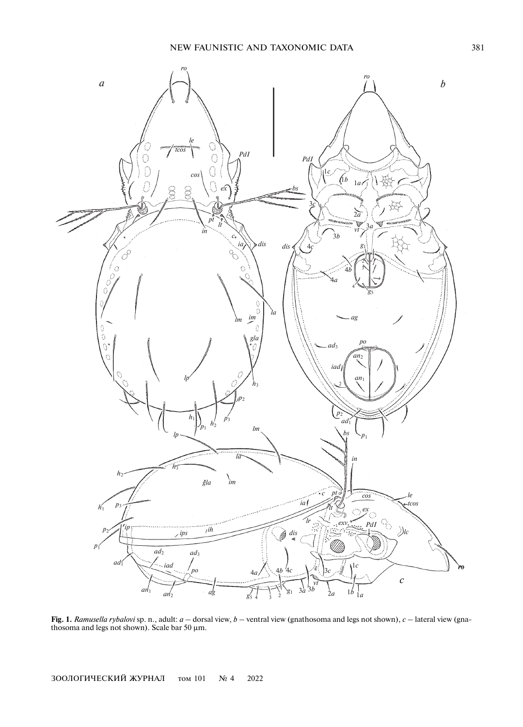**Fig. 1.** *Ramusella rybalovi* sp. n., adult: *a* – dorsal view, *b* – ventral view (gnathosoma and legs not shown), *c* – lateral view (gnathosoma and legs not shown). Scale bar 50 μm.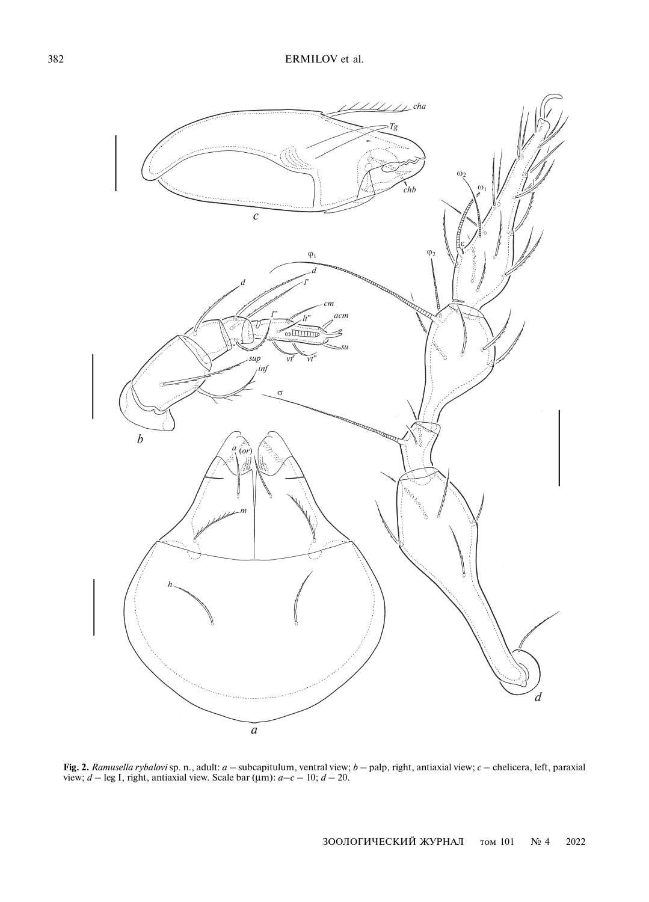**Fig. 2.** *Ramusella rybalovi* sp. n., adult: *a* – subcapitulum, ventral view; *b* – palp, right, antiaxial view; *c* – chelicera, left, paraxial view; *d* – leg I, right, antiaxial view. Scale bar (μm): *a*–*c* – 10; *d* – 20.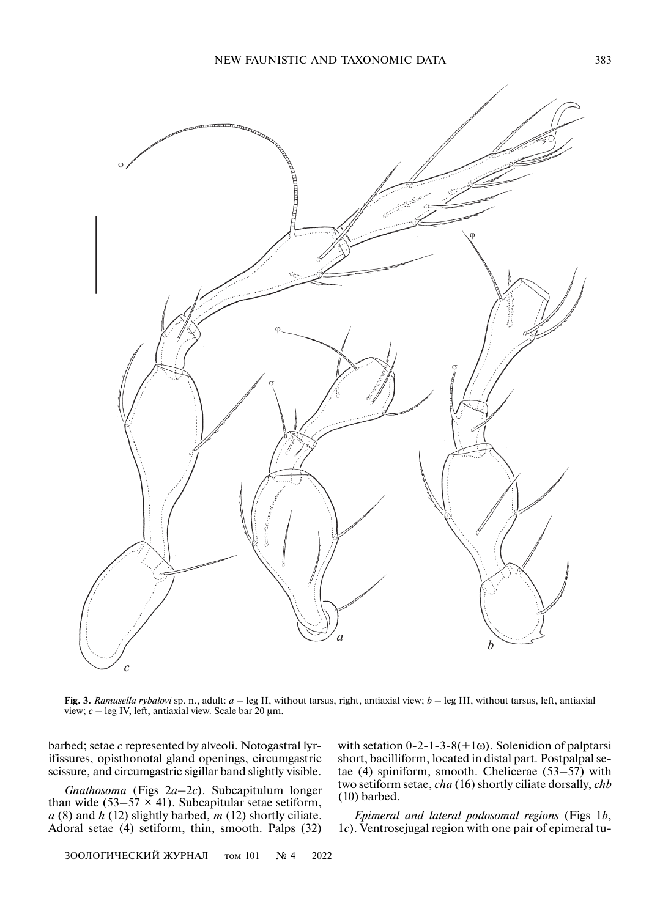**Fig. 3.** *Ramusella rybalovi* sp. n., adult: *a* – leg II, without tarsus, right, antiaxial view; *b* – leg III, without tarsus, left, antiaxial view; *c* – leg IV, left, antiaxial view. Scale bar 20 μm.

barbed; setae *c* represented by alveoli. Notogastral lyrifissures, opisthonotal gland openings, circumgastric scissure, and circumgastric sigillar band slightly visible.

*Gnathosoma* (Figs 2*a*–2*c*). Subcapitulum longer than wide (53–57 × 41). Subcapitular setae setiform, *a* (8) and *h* (12) slightly barbed, *m* (12) shortly ciliate. Adoral setae (4) setiform, thin, smooth. Palps (32) with setation 0-2-1-3-8(+1ω). Solenidion of palptarsi short, bacilliform, located in distal part. Postpalpal setae (4) spiniform, smooth. Chelicerae (53–57) with two setiform setae, *cha* (16) shortly ciliate dorsally, *chb* (10) barbed.

*Epimeral and lateral podosomal regions* (Figs 1*b*, 1*c*). Ventrosejugal region with one pair of epimeral tu-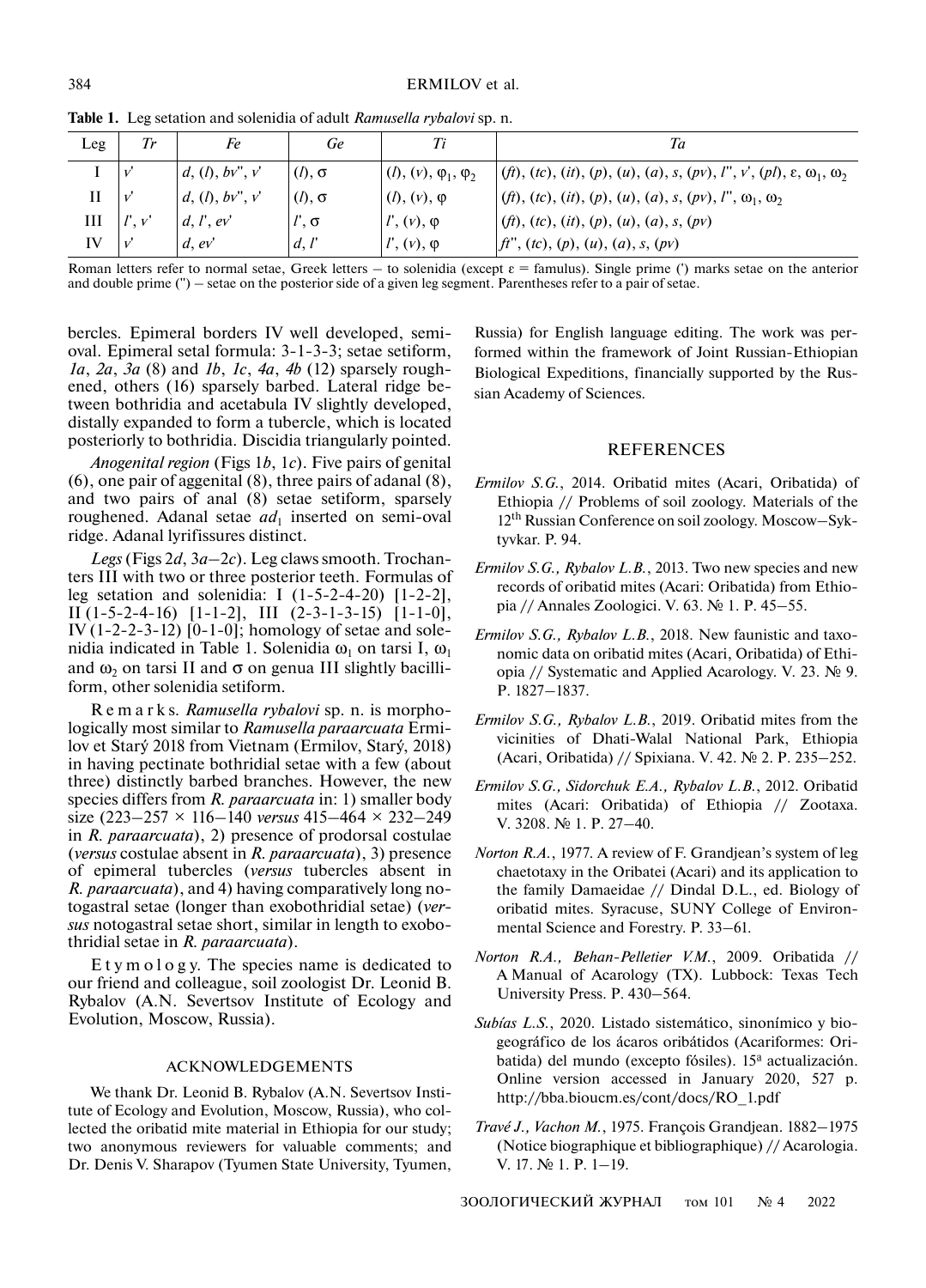**Table 1.** Leg setation and solenidia of adult *Ramusella rybalovi* sp. n.

| Leg | *Tr* | *Fe* | *Ge* | *Ti* | *Ta* |
|---|---|---|---|---|---|
| I | *v'* | *d*, (*l*), *bv''*, *v'* | (*l*), σ | (*l*), (*v*), $\varphi_1$, $\varphi_2$ | (*ft*), (*tc*), (*it*), (*p*), (*u*), (*a*), *s*, (*pv*), *l''*, *v'*, (*pl*), ε, $\omega_1$, $\omega_2$ |
| II | *v'* | *d*, (*l*), *bv''*, *v'* | (*l*), σ | (*l*), (*v*), φ | (*ft*), (*tc*), (*it*), (*p*), (*u*), (*a*), *s*, (*pv*), *l''*, $\omega_1$, $\omega_2$ |
| III | *l'*, *v'* | *d*, *l'*, *ev'* | *l'*, σ | *l'*, (*v*), φ | (*ft*), (*tc*), (*it*), (*p*), (*u*), (*a*), *s*, (*pv*) |
| IV | *v'* | *d*, *ev'* | *d*, *l'* | *l'*, (*v*), φ | *ft''*, (*tc*), (*p*), (*u*), (*a*), *s*, (*pv*) |

Roman letters refer to normal setae, Greek letters – to solenidia (except ε = famulus). Single prime (') marks setae on the anterior and double prime (") – setae on the posterior side of a given leg segment. Parentheses refer to a pair of setae.

bercles. Epimeral borders IV well developed, semioval. Epimeral setal formula: 3-1-3-3; setae setiform, *1a*, *2a*, *3a* (8) and *1b*, *1c*, *4a*, *4b* (12) sparsely roughened, others (16) sparsely barbed. Lateral ridge between bothridia and acetabula IV slightly developed, distally expanded to form a tubercle, which is located posteriorly to bothridia. Discidia triangularly pointed.

*Anogenital region* (Figs 1*b*, 1*c*). Five pairs of genital (6), one pair of aggenital (8), three pairs of adanal (8), and two pairs of anal (8) setae setiform, sparsely roughened. Adanal setae $ad_1$ inserted on semi-oval ridge. Adanal lyrifissures distinct.

*Legs* (Figs 2*d*, 3*a*–2*c*). Leg claws smooth. Trochanters III with two or three posterior teeth. Formulas of leg setation and solenidia: I (1-5-2-4-20) [1-2-2], II (1-5-2-4-16) [1-1-2], III (2-3-1-3-15) [1-1-0], IV (1-2-2-3-12) [0-1-0]; homology of setae and solenidia indicated in Table 1. Solenidia $\omega_1$ on tarsi I, $\omega_1$ and $\omega_2$ on tarsi II and σ on genua III slightly bacilliform, other solenidia setiform.

R e m a r k s. *Ramusella rybalovi* sp. n. is morphologically most similar to *Ramusella paraarcuata* Ermilov et Starý 2018 from Vietnam (Ermilov, Starý, 2018) in having pectinate bothridial setae with a few (about three) distinctly barbed branches. However, the new species differs from *R. paraarcuata* in: 1) smaller body size (223–257 × 116–140 *versus* 415–464 × 232–249 in *R. paraarcuata*), 2) presence of prodorsal costulae (*versus* costulae absent in *R. paraarcuata*), 3) presence of epimeral tubercles (*versus* tubercles absent in *R. paraarcuata*), and 4) having comparatively long notogastral setae (longer than exobothridial setae) (*versus* notogastral setae short, similar in length to exobothridial setae in *R. paraarcuata*).

E t y m o l o g y. The species name is dedicated to our friend and colleague, soil zoologist Dr. Leonid B. Rybalov (A.N. Severtsov Institute of Ecology and Evolution, Moscow, Russia).

## ACKNOWLEDGEMENTS

We thank Dr. Leonid B. Rybalov (A.N. Severtsov Institute of Ecology and Evolution, Moscow, Russia), who collected the oribatid mite material in Ethiopia for our study; two anonymous reviewers for valuable comments; and Dr. Denis V. Sharapov (Tyumen State University, Tyumen, Russia) for English language editing. The work was performed within the framework of Joint Russian-Ethiopian Biological Expeditions, financially supported by the Russian Academy of Sciences.

## REFERENCES

*Ermilov S.G.*, 2014. Oribatid mites (Acari, Oribatida) of Ethiopia // Problems of soil zoology. Materials of the 12th Russian Conference on soil zoology. Moscow–Syktyvkar. P. 94.

*Ermilov S.G., Rybalov L.B.*, 2013. Two new species and new records of oribatid mites (Acari: Oribatida) from Ethiopia // Annales Zoologici. V. 63. № 1. P. 45–55.

*Ermilov S.G., Rybalov L.B.*, 2018. New faunistic and taxonomic data on oribatid mites (Acari, Oribatida) of Ethiopia // Systematic and Applied Acarology. V. 23. № 9. P. 1827–1837.

*Ermilov S.G., Rybalov L.B.*, 2019. Oribatid mites from the vicinities of Dhati-Walal National Park, Ethiopia (Acari, Oribatida) // Spixiana. V. 42. № 2. P. 235–252.

*Ermilov S.G., Sidorchuk E.A., Rybalov L.B.*, 2012. Oribatid mites (Acari: Oribatida) of Ethiopia // Zootaxa. V. 3208. № 1. P. 27–40.

*Norton R.A.*, 1977. A review of F. Grandjean's system of leg chaetotaxy in the Oribatei (Acari) and its application to the family Damaeidae // Dindal D.L., ed. Biology of oribatid mites. Syracuse, SUNY College of Environmental Science and Forestry. P. 33–61.

*Norton R.A., Behan-Pelletier V.M.*, 2009. Oribatida // A Manual of Acarology (TX). Lubbock: Texas Tech University Press. P. 430–564.

*Subías L.S.*, 2020. Listado sistemático, sinonímico y biogeográfico de los ácaros oribátidos (Acariformes: Oribatida) del mundo (excepto fósiles). 15ª actualización. Online version accessed in January 2020, 527 p. http://bba.bioucm.es/cont/docs/RO_1.pdf

*Travé J., Vachon M.*, 1975. François Grandjean. 1882–1975 (Notice biographique et bibliographique) // Acarologia. V. 17. № 1. P. 1–19.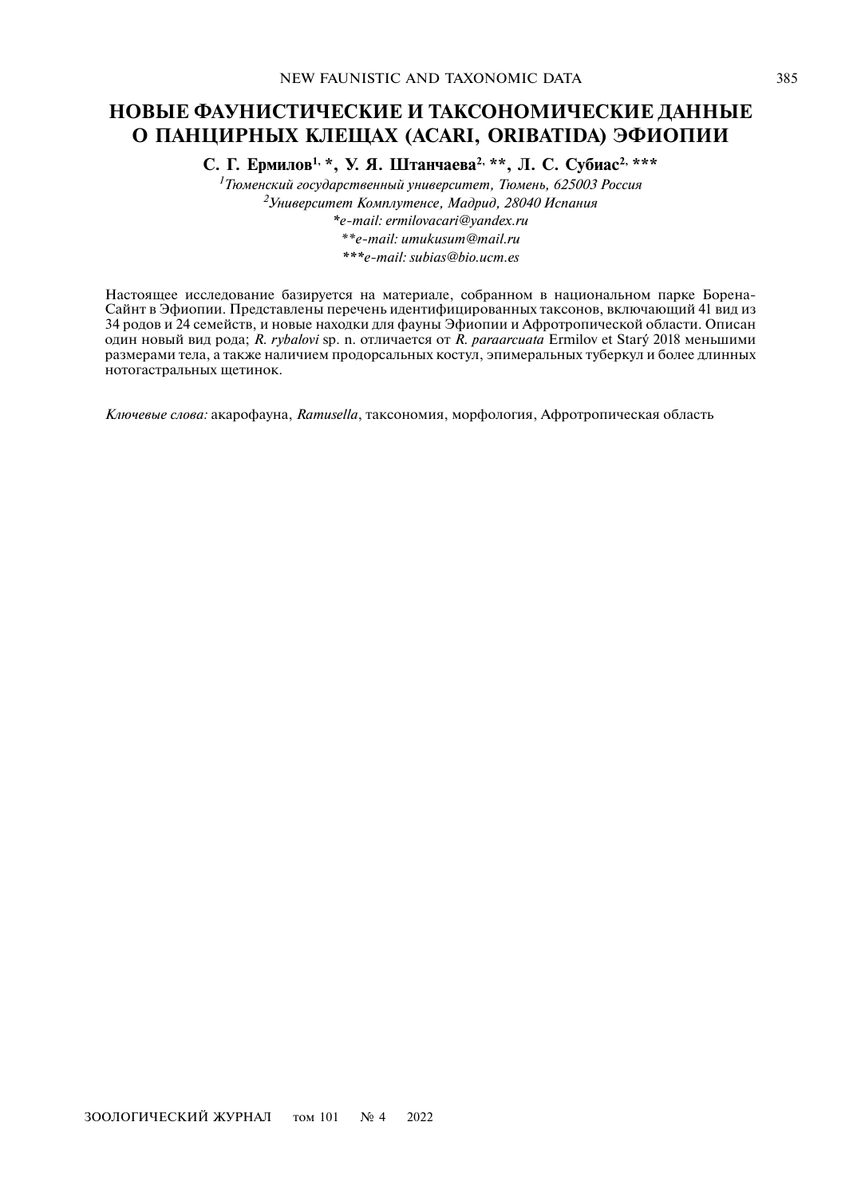# НОВЫЕ ФАУНИСТИЧЕСКИЕ И ТАКСОНОМИЧЕСКИЕ ДАННЫЕ О ПАНЦИРНЫХ КЛЕЩАХ (ACARI, ORIBATIDA) ЭФИОПИИ

**С. Г. Ермилов[1,] *, У. Я. Штанчаева[2,] **, Л. С. Субиас[2,] *****

*[1]Тюменский государственный университет, Тюмень, 625003 Россия*
*[2]Университет Комплутенсе, Мадрид, 28040 Испания*
*\*e-mail: ermilovacari@yandex.ru*
*\*\*e-mail: umukusum@mail.ru*
*\*\*\*e-mail: subias@bio.ucm.es*

Настоящее исследование базируется на материале, собранном в национальном парке Борена-Сайнт в Эфиопии. Представлены перечень идентифицированных таксонов, включающий 41 вид из 34 родов и 24 семейств, и новые находки для фауны Эфиопии и Афротропической области. Описан один новый вид рода; *R. rybalovi* sp. n. отличается от *R. paraarcuata* Ermilov et Starý 2018 меньшими размерами тела, а также наличием продорсальных костул, эпимеральных туберкул и более длинных нотогастральных щетинок.

*Ключевые слова:* акарофауна, *Ramusella*, таксономия, морфология, Афротропическая область